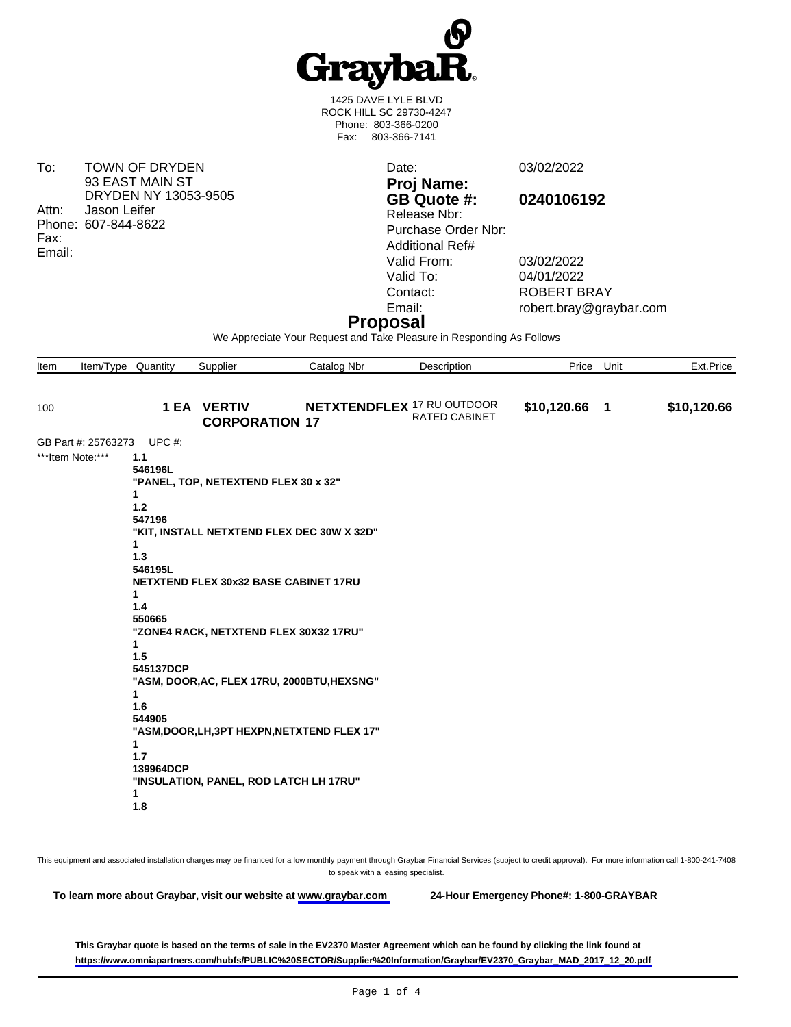# GraybaR

1425 DAVE LYLE BLVD
ROCK HILL SC 29730-4247
Phone: 803-366-0200
Fax: 803-366-7141

To: TOWN OF DRYDEN
93 EAST MAIN ST
DRYDEN NY 13053-9505
Attn: Jason Leifer
Phone: 607-844-8622
Fax:
Email:

| | |
|---|---|
| Date: | 03/02/2022 |
| **Proj Name:** | |
| **GB Quote #:** | **0240106192** |
| Release Nbr: | |
| Purchase Order Nbr: | |
| Additional Ref# | |
| Valid From: | 03/02/2022 |
| Valid To: | 04/01/2022 |
| Contact: | ROBERT BRAY |
| Email: | robert.bray@graybar.com |

## Proposal

We Appreciate Your Request and Take Pleasure in Responding As Follows

| Item | Item/Type | Quantity | Supplier | Catalog Nbr | Description | Price | Unit | Ext.Price |
|---|---|---|---|---|---|---|---|---|
| 100 | | **1 EA** | **VERTIV CORPORATION** | **NETXTENDFLEX 17** | 17 RU OUTDOOR RATED CABINET | **$10,120.66** | **1** | **$10,120.66** |

GB Part #: 25763273 UPC #:

***Item Note:***

**1.1**
**546196L**
**"PANEL, TOP, NETEXTEND FLEX 30 x 32"**
**1**
**1.2**
**547196**
**"KIT, INSTALL NETXTEND FLEX DEC 30W X 32D"**
**1**
**1.3**
**546195L**
**NETXTEND FLEX 30x32 BASE CABINET 17RU**
**1**
**1.4**
**550665**
**"ZONE4 RACK, NETXTEND FLEX 30X32 17RU"**
**1**
**1.5**
**545137DCP**
**"ASM, DOOR,AC, FLEX 17RU, 2000BTU,HEXSNG"**
**1**
**1.6**
**544905**
**"ASM,DOOR,LH,3PT HEXPN,NETXTEND FLEX 17"**
**1**
**1.7**
**139964DCP**
**"INSULATION, PANEL, ROD LATCH LH 17RU"**
**1**
**1.8**

This equipment and associated installation charges may be financed for a low monthly payment through Graybar Financial Services (subject to credit approval). For more information call 1-800-241-7408 to speak with a leasing specialist.

**To learn more about Graybar, visit our website at www.graybar.com** **24-Hour Emergency Phone#: 1-800-GRAYBAR**

**This Graybar quote is based on the terms of sale in the EV2370 Master Agreement which can be found by clicking the link found at https://www.omniapartners.com/hubfs/PUBLIC%20SECTOR/Supplier%20Information/Graybar/EV2370_Graybar_MAD_2017_12_20.pdf**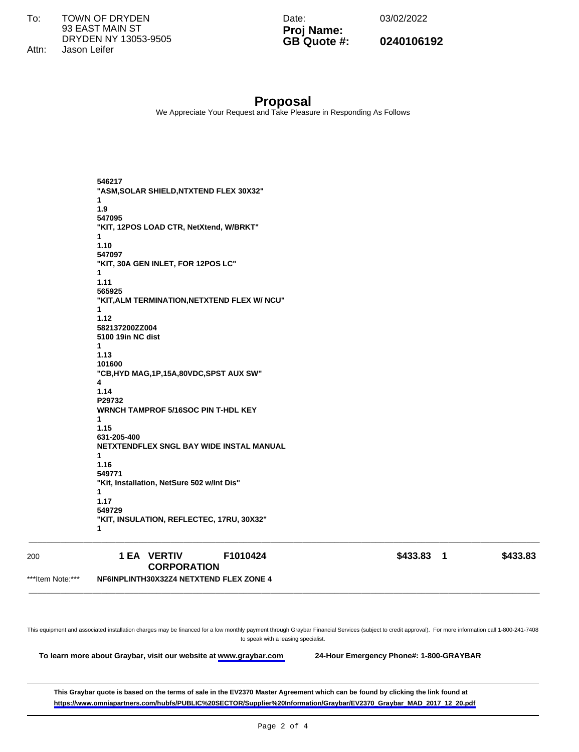To: TOWN OF DRYDEN
93 EAST MAIN ST
DRYDEN NY 13053-9505
Attn: Jason Leifer

Date: 03/02/2022
**Proj Name:**
**GB Quote #:** **0240106192**

# Proposal

We Appreciate Your Request and Take Pleasure in Responding As Follows

**546217**
**"ASM,SOLAR SHIELD,NTXTEND FLEX 30X32"**
**1**
**1.9**
**547095**
**"KIT, 12POS LOAD CTR, NetXtend, W/BRKT"**
**1**
**1.10**
**547097**
**"KIT, 30A GEN INLET, FOR 12POS LC"**
**1**
**1.11**
**565925**
**"KIT,ALM TERMINATION,NETXTEND FLEX W/ NCU"**
**1**
**1.12**
**582137200ZZ004**
**5100 19in NC dist**
**1**
**1.13**
**101600**
**"CB,HYD MAG,1P,15A,80VDC,SPST AUX SW"**
**4**
**1.14**
**P29732**
**WRNCH TAMPROF 5/16SOC PIN T-HDL KEY**
**1**
**1.15**
**631-205-400**
**NETXTENDFLEX SNGL BAY WIDE INSTAL MANUAL**
**1**
**1.16**
**549771**
**"Kit, Installation, NetSure 502 w/Int Dis"**
**1**
**1.17**
**549729**
**"KIT, INSULATION, REFLECTEC, 17RU, 30X32"**
**1**

| Item | Qty | Manufacturer | Catalog # | Unit Price | | Extended |
|---|---|---|---|---|---|---|
| 200 | **1 EA** | **VERTIV CORPORATION** | **F1010424** | **$433.83** | **1** | **$433.83** |

***Item Note:*** **NF6INPLINTH30X32Z4 NETXTEND FLEX ZONE 4**

This equipment and associated installation charges may be financed for a low monthly payment through Graybar Financial Services (subject to credit approval). For more information call 1-800-241-7408 to speak with a leasing specialist.

**To learn more about Graybar, visit our website at www.graybar.com** **24-Hour Emergency Phone#: 1-800-GRAYBAR**

**This Graybar quote is based on the terms of sale in the EV2370 Master Agreement which can be found by clicking the link found at https://www.omniapartners.com/hubfs/PUBLIC%20SECTOR/Supplier%20Information/Graybar/EV2370_Graybar_MAD_2017_12_20.pdf**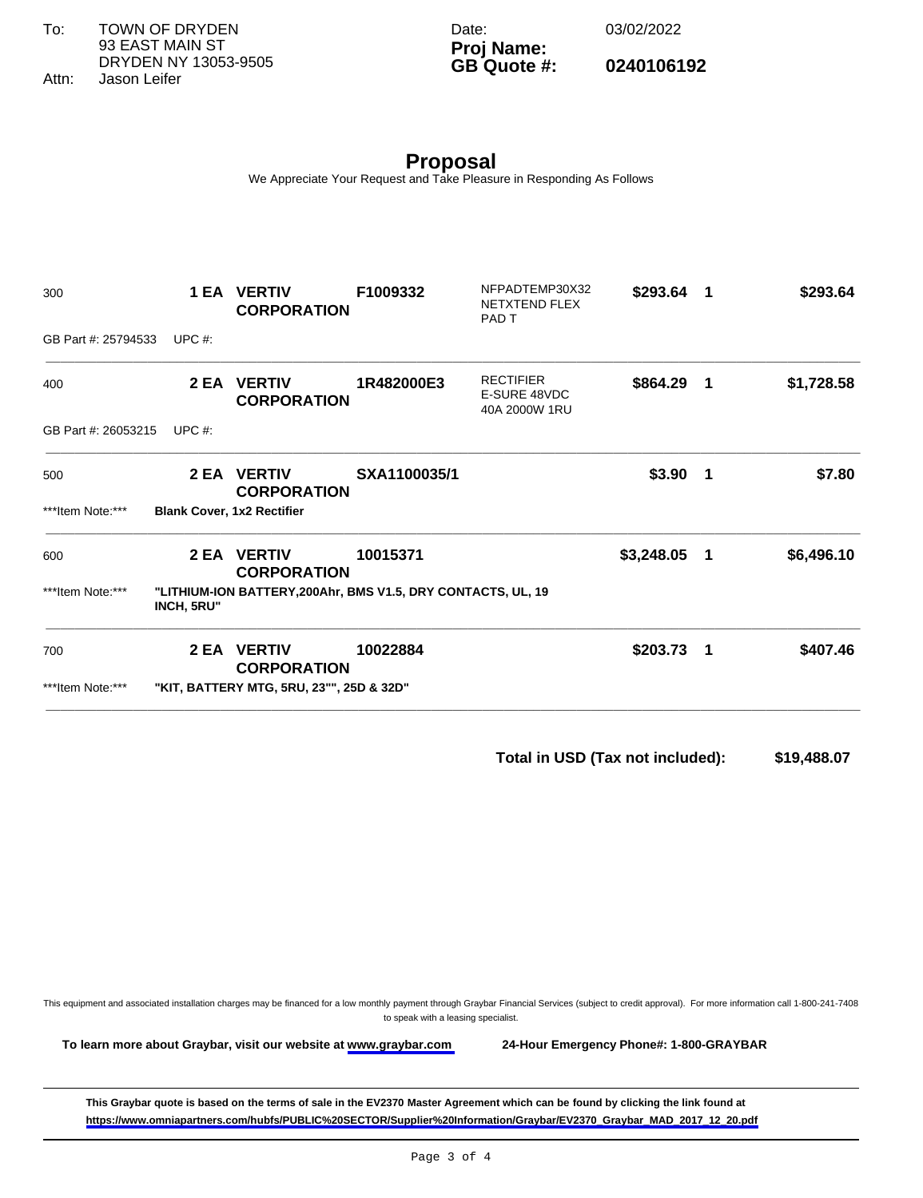| | |
|---|---|
| To: | TOWN OF DRYDEN |
| | 93 EAST MAIN ST |
| | DRYDEN NY 13053-9505 |
| Attn: | Jason Leifer |

| | |
|---|---|
| Date: | 03/02/2022 |
| **Proj Name:** | |
| **GB Quote #:** | **0240106192** |

# Proposal

We Appreciate Your Request and Take Pleasure in Responding As Follows

| Item | Qty | Manufacturer | Catalog # | Description | Unit Price | | Extended Price |
|---|---|---|---|---|---|---|---|
| 300 | **1 EA** | **VERTIV CORPORATION** | **F1009332** | NFPADTEMP30X32 NETXTEND FLEX PAD T | **$293.64** | **1** | **$293.64** |
| GB Part #: 25794533 | UPC #: | | | | | | |
| 400 | **2 EA** | **VERTIV CORPORATION** | **1R482000E3** | RECTIFIER E-SURE 48VDC 40A 2000W 1RU | **$864.29** | **1** | **$1,728.58** |
| GB Part #: 26053215 | UPC #: | | | | | | |
| 500 | **2 EA** | **VERTIV CORPORATION** | **SXA1100035/1** | | **$3.90** | **1** | **$7.80** |
| ***Item Note:*** | **Blank Cover, 1x2 Rectifier** | | | | | | |
| 600 | **2 EA** | **VERTIV CORPORATION** | **10015371** | | **$3,248.05** | **1** | **$6,496.10** |
| ***Item Note:*** | **"LITHIUM-ION BATTERY,200Ahr, BMS V1.5, DRY CONTACTS, UL, 19 INCH, 5RU"** | | | | | | |
| 700 | **2 EA** | **VERTIV CORPORATION** | **10022884** | | **$203.73** | **1** | **$407.46** |
| ***Item Note:*** | **"KIT, BATTERY MTG, 5RU, 23"", 25D & 32D"** | | | | | | |

**Total in USD (Tax not included): $19,488.07**

This equipment and associated installation charges may be financed for a low monthly payment through Graybar Financial Services (subject to credit approval). For more information call 1-800-241-7408 to speak with a leasing specialist.

**To learn more about Graybar, visit our website at [www.graybar.com](www.graybar.com)** **24-Hour Emergency Phone#: 1-800-GRAYBAR**

**This Graybar quote is based on the terms of sale in the EV2370 Master Agreement which can be found by clicking the link found at [https://www.omniapartners.com/hubfs/PUBLIC%20SECTOR/Supplier%20Information/Graybar/EV2370_Graybar_MAD_2017_12_20.pdf](https://www.omniapartners.com/hubfs/PUBLIC%20SECTOR/Supplier%20Information/Graybar/EV2370_Graybar_MAD_2017_12_20.pdf)**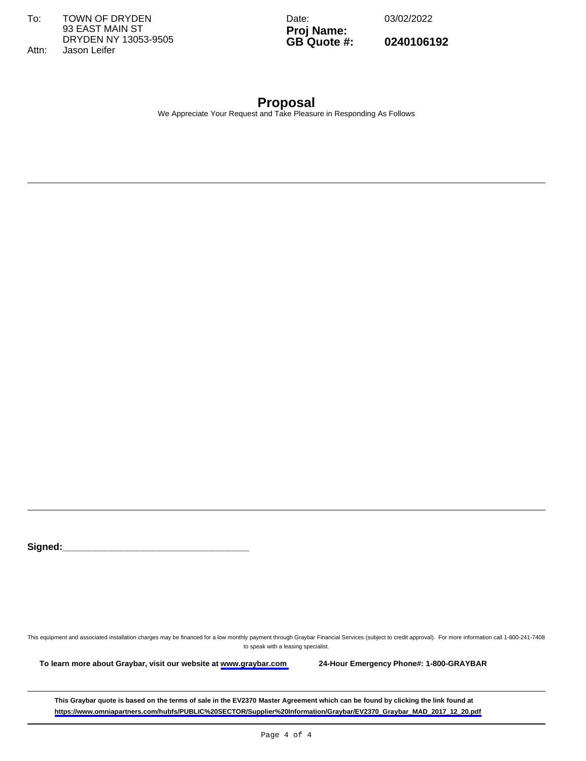| | | | |
|---|---|---|---|
| To: | TOWN OF DRYDEN<br>93 EAST MAIN ST<br>DRYDEN NY 13053-9505 | Date: | 03/02/2022 |
| | | **Proj Name:** | |
| Attn: | Jason Leifer | **GB Quote #:** | **0240106192** |

# Proposal

We Appreciate Your Request and Take Pleasure in Responding As Follows

---

---

**Signed:**___________________________________

This equipment and associated installation charges may be financed for a low monthly payment through Graybar Financial Services (subject to credit approval). For more information call 1-800-241-7408 to speak with a leasing specialist.

**To learn more about Graybar, visit our website at www.graybar.com** **24-Hour Emergency Phone#: 1-800-GRAYBAR**

---

**This Graybar quote is based on the terms of sale in the EV2370 Master Agreement which can be found by clicking the link found at https://www.omniapartners.com/hubfs/PUBLIC%20SECTOR/Supplier%20Information/Graybar/EV2370_Graybar_MAD_2017_12_20.pdf**